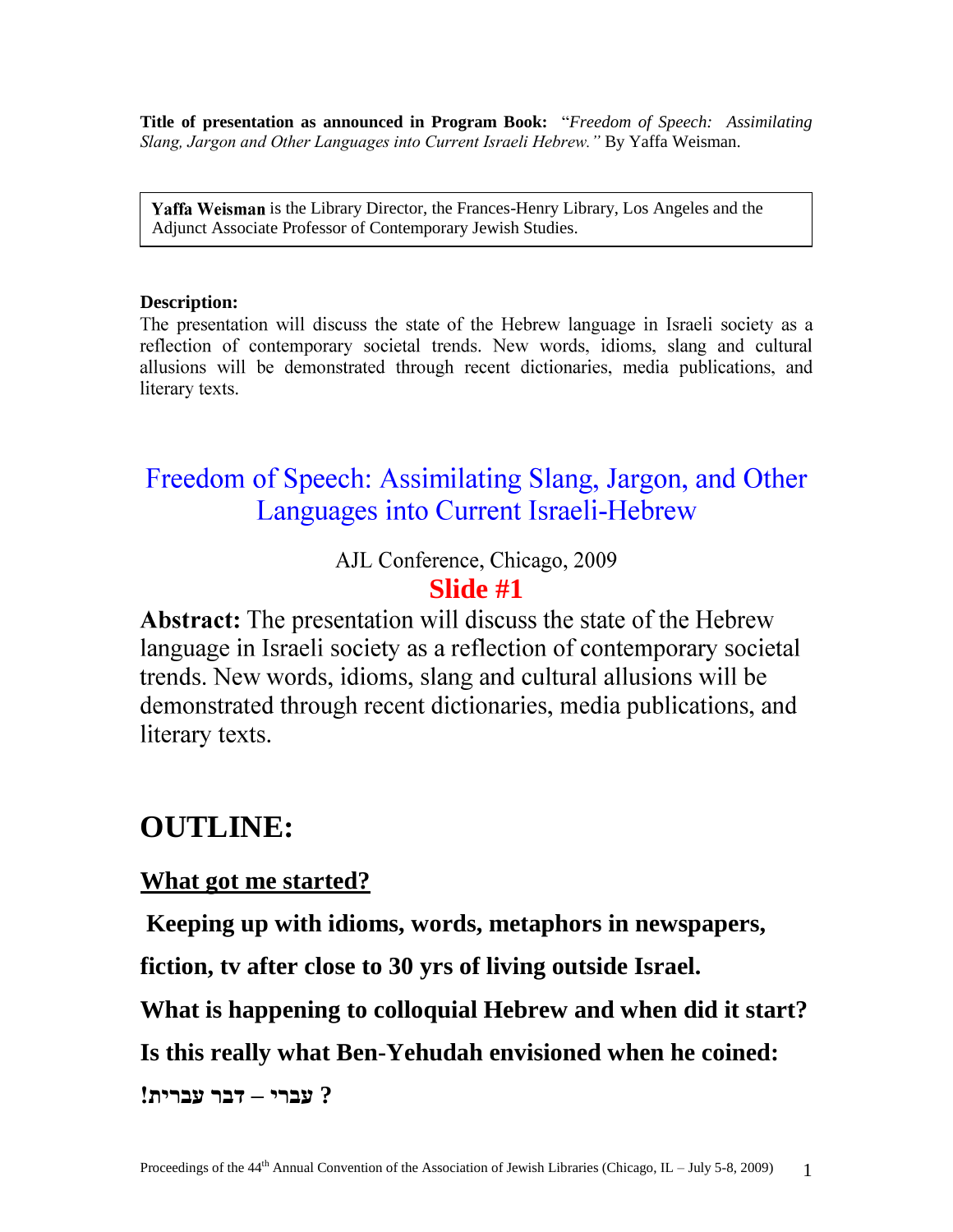**Title of presentation as announced in Program Book:** "*Freedom of Speech: Assimilating Slang, Jargon and Other Languages into Current Israeli Hebrew.*" By Yaffa Weisman.

**Yaffa Weisman** is the Library Director, the Frances-Henry Library, Los Angeles and the Adjunct Associate Professor of Contemporary Jewish Studies.

**Description:**
The presentation will discuss the state of the Hebrew language in Israeli society as a reflection of contemporary societal trends. New words, idioms, slang and cultural allusions will be demonstrated through recent dictionaries, media publications, and literary texts.

# Freedom of Speech: Assimilating Slang, Jargon, and Other Languages into Current Israeli-Hebrew

AJL Conference, Chicago, 2009

**Slide #1**

**Abstract:** The presentation will discuss the state of the Hebrew language in Israeli society as a reflection of contemporary societal trends. New words, idioms, slang and cultural allusions will be demonstrated through recent dictionaries, media publications, and literary texts.

# OUTLINE:

## What got me started?

**Keeping up with idioms, words, metaphors in newspapers, fiction, tv after close to 30 yrs of living outside Israel.**

**What is happening to colloquial Hebrew and when did it start?**

**Is this really what Ben-Yehudah envisioned when he coined:**

**? עברי – דבר עברית!**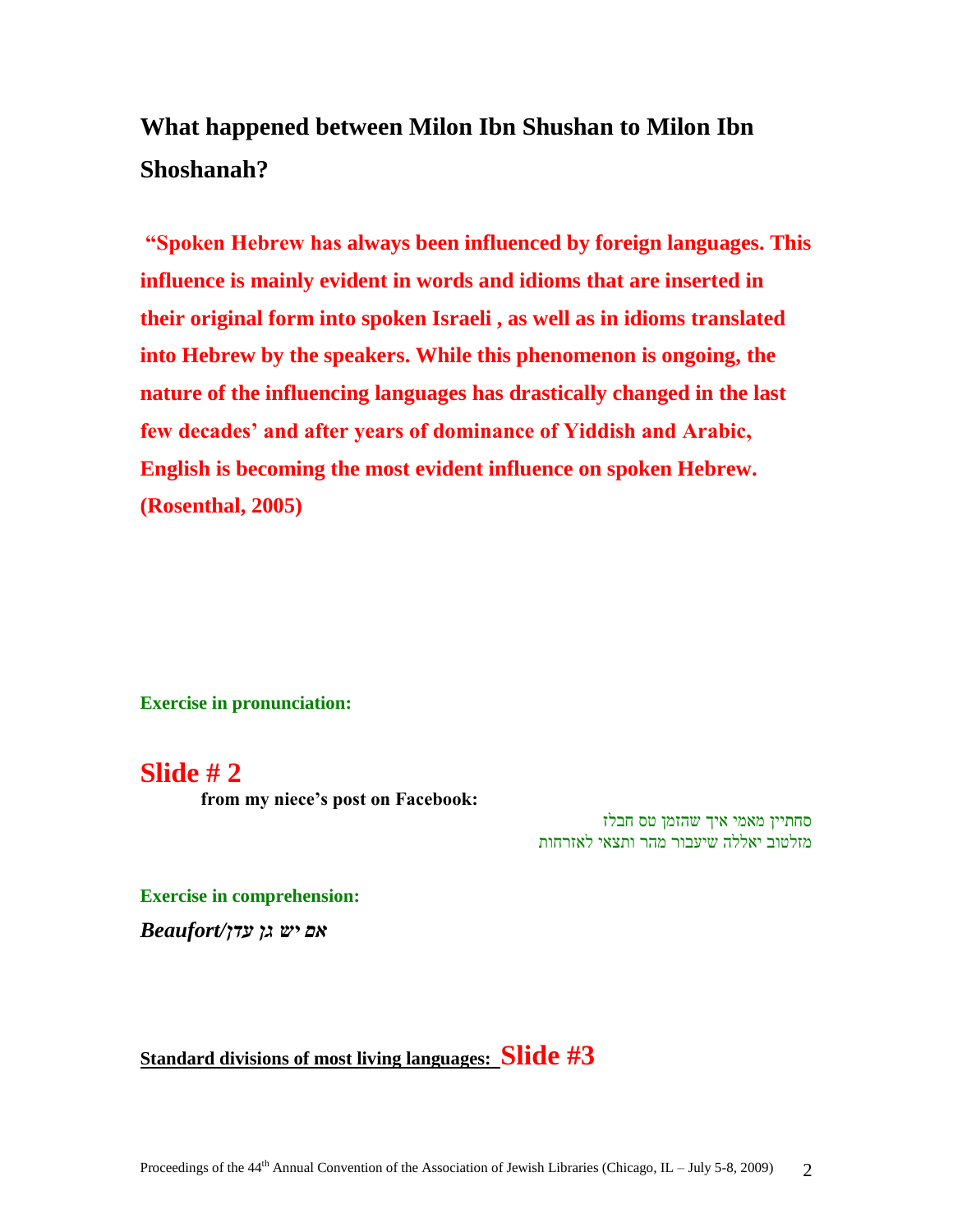## What happened between Milon Ibn Shushan to Milon Ibn Shoshanah?

**"Spoken Hebrew has always been influenced by foreign languages. This influence is mainly evident in words and idioms that are inserted in their original form into spoken Israeli , as well as in idioms translated into Hebrew by the speakers. While this phenomenon is ongoing, the nature of the influencing languages has drastically changed in the last few decades' and after years of dominance of Yiddish and Arabic, English is becoming the most evident influence on spoken Hebrew. (Rosenthal, 2005)**

**Exercise in pronunciation:**

## Slide # 2

**from my niece's post on Facebook:**

סחתיין מאמי איך שהזמן טס חבלז
מזלטוב יאללה שיעבור מהר ותצאי לאזרחות

**Exercise in comprehension:**

***Beaufort/אם יש גן עדן***

**Standard divisions of most living languages:** **Slide #3**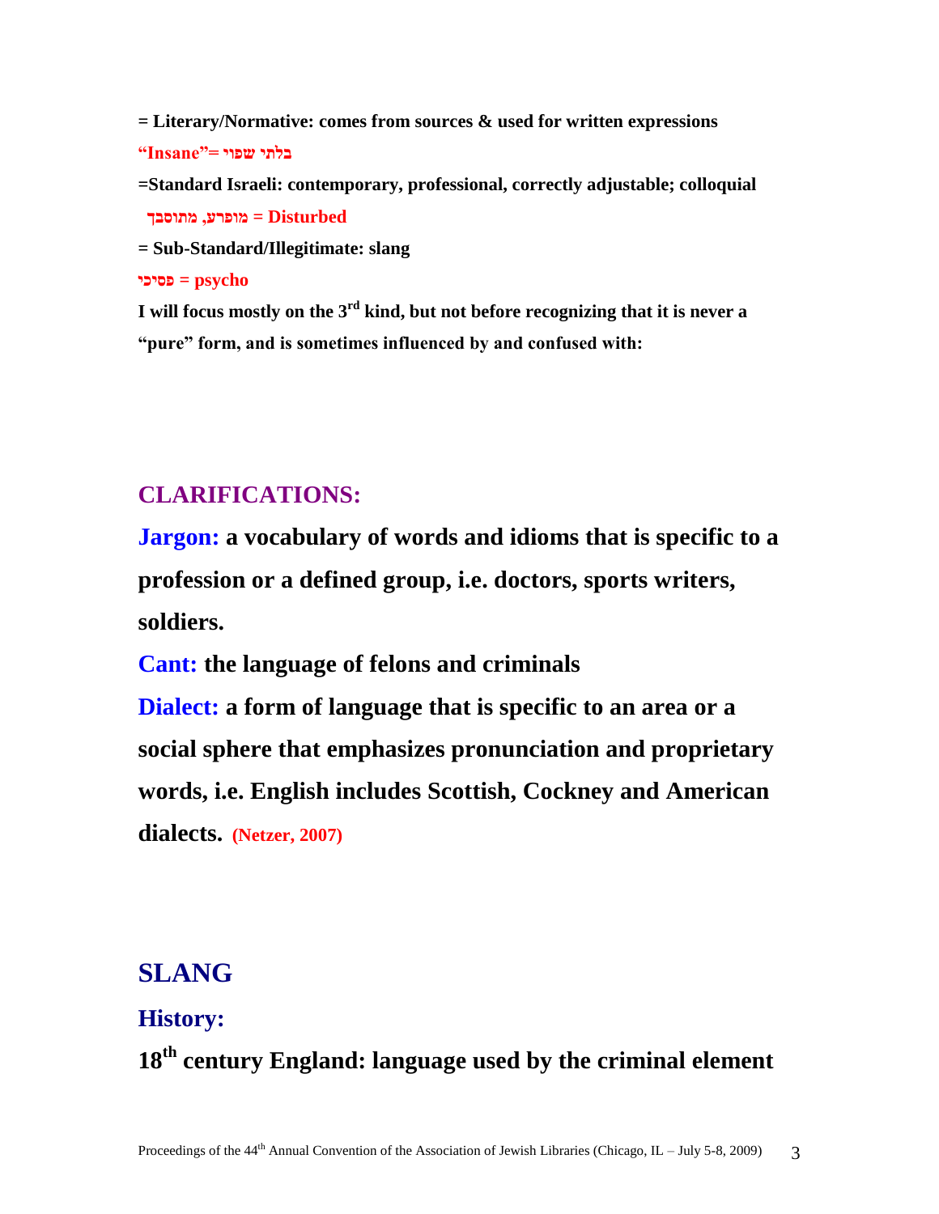**= Literary/Normative: comes from sources & used for written expressions**

**"Insane"= בלתי שפוי**

**=Standard Israeli: contemporary, professional, correctly adjustable; colloquial**

**מופרע, מתוסבך = Disturbed**

**= Sub-Standard/Illegitimate: slang**

**פסיכי = psycho**

**I will focus mostly on the 3rd kind, but not before recognizing that it is never a "pure" form, and is sometimes influenced by and confused with:**

## CLARIFICATIONS:

**Jargon:** **a vocabulary of words and idioms that is specific to a profession or a defined group, i.e. doctors, sports writers, soldiers.**

**Cant:** **the language of felons and criminals**

**Dialect:** **a form of language that is specific to an area or a social sphere that emphasizes pronunciation and proprietary words, i.e. English includes Scottish, Cockney and American dialects.** **(Netzer, 2007)**

## SLANG

### History:

**18th century England: language used by the criminal element**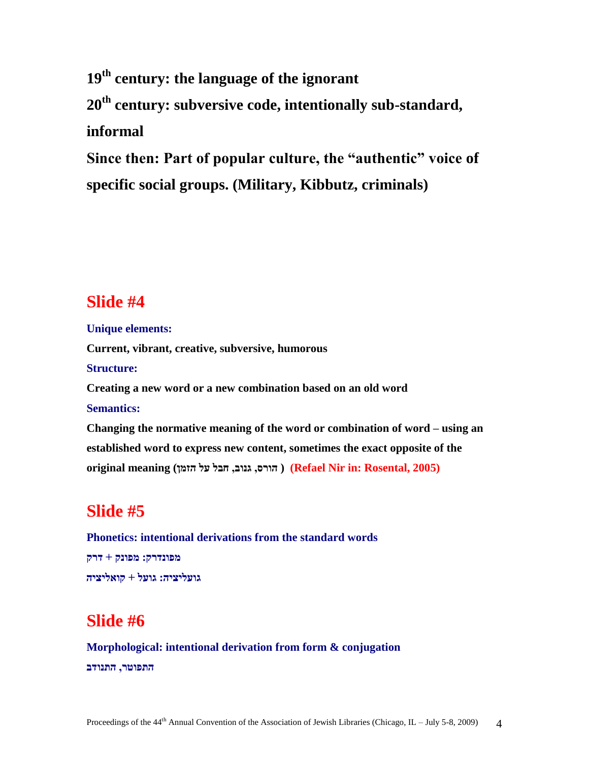**19th century: the language of the ignorant**

**20th century: subversive code, intentionally sub-standard, informal**

**Since then: Part of popular culture, the "authentic" voice of specific social groups. (Military, Kibbutz, criminals)**

## Slide #4

**Unique elements:**

**Current, vibrant, creative, subversive, humorous**

**Structure:**

**Creating a new word or a new combination based on an old word**

**Semantics:**

**Changing the normative meaning of the word or combination of word – using an established word to express new content, sometimes the exact opposite of the original meaning (הורס, גנוב, חבל על הזמן) (Refael Nir in: Rosental, 2005)**

## Slide #5

**Phonetics: intentional derivations from the standard words**

**מפונדרק: מפונק + דרק**

**גועליציה: גועל + קואליציה**

## Slide #6

**Morphological: intentional derivation from form & conjugation**

**התפוטר, התנודב**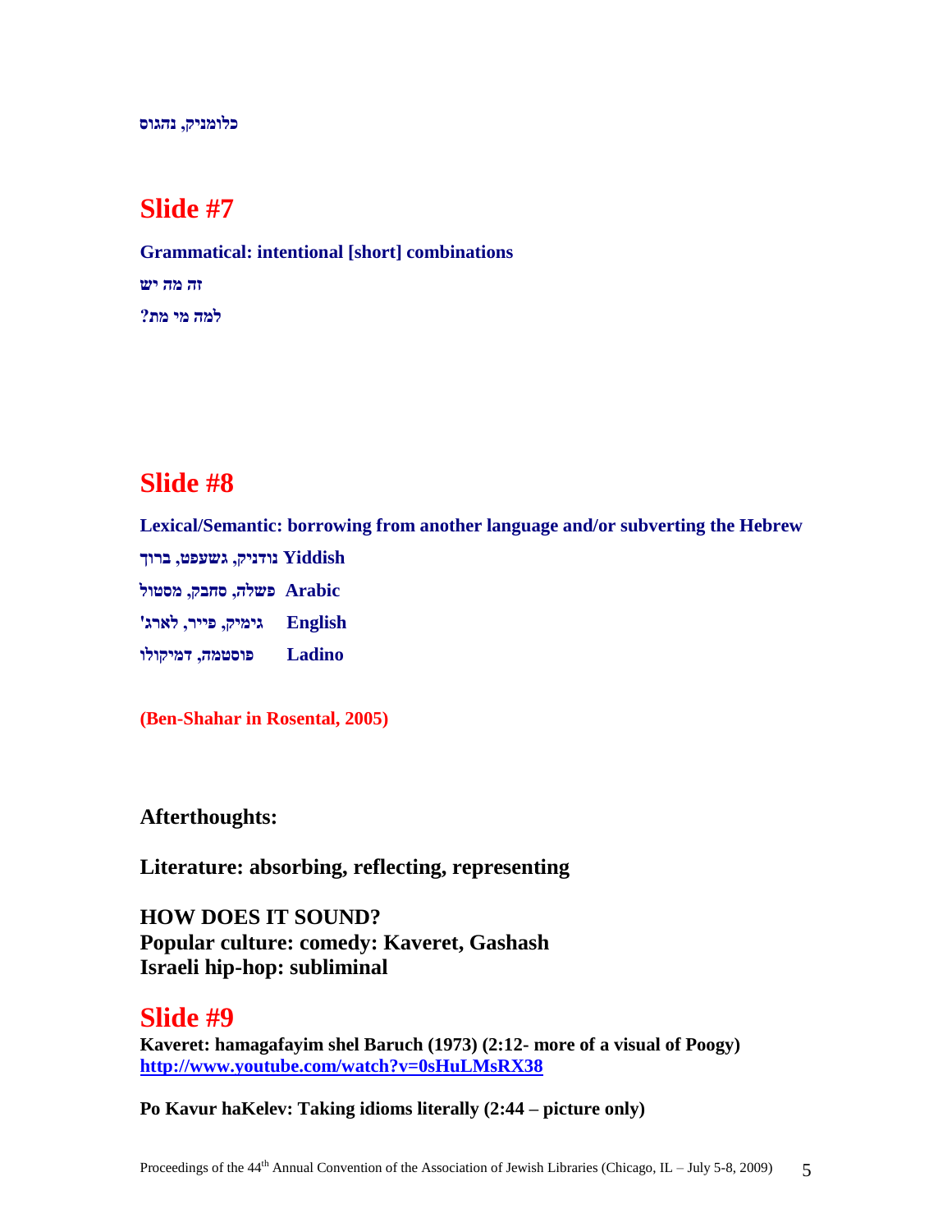**כלומניק, נהגוס**

## Slide #7

**Grammatical: intentional [short] combinations**

**זה מה יש**

**למה מי מת?**

## Slide #8

**Lexical/Semantic: borrowing from another language and/or subverting the Hebrew**

**Yiddish נודניק, גשעפט, ברוך**

**Arabic פשלה, סחבק, מסטול**

**English גימיק, פייר, לארג'**

**Ladino פוסטמה, דמיקולו**

**(Ben-Shahar in Rosental, 2005)**

**Afterthoughts:**

**Literature: absorbing, reflecting, representing**

**HOW DOES IT SOUND?**
**Popular culture: comedy: Kaveret, Gashash**
**Israeli hip-hop: subliminal**

## Slide #9

**Kaveret: hamagafayim shel Baruch (1973) (2:12- more of a visual of Poogy)**
**http://www.youtube.com/watch?v=0sHuLMsRX38**

**Po Kavur haKelev: Taking idioms literally (2:44 – picture only)**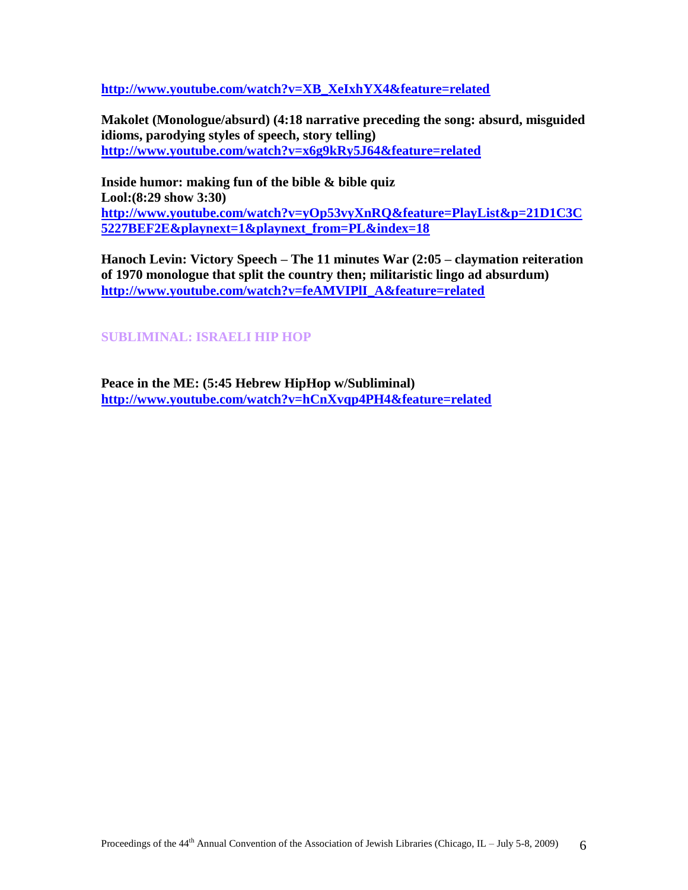**http://www.youtube.com/watch?v=XB_XeIxhYX4&feature=related**

**Makolet (Monologue/absurd) (4:18 narrative preceding the song: absurd, misguided idioms, parodying styles of speech, story telling)**
**http://www.youtube.com/watch?v=x6g9kRy5J64&feature=related**

**Inside humor: making fun of the bible & bible quiz**
**Lool:(8:29 show 3:30)**
**http://www.youtube.com/watch?v=yOp53vyXnRQ&feature=PlayList&p=21D1C3C5227BEF2E&playnext=1&playnext_from=PL&index=18**

**Hanoch Levin: Victory Speech – The 11 minutes War (2:05 – claymation reiteration of 1970 monologue that split the country then; militaristic lingo ad absurdum)**
**http://www.youtube.com/watch?v=feAMVIPlI_A&feature=related**

**SUBLIMINAL: ISRAELI HIP HOP**

**Peace in the ME: (5:45 Hebrew HipHop w/Subliminal)**
**http://www.youtube.com/watch?v=hCnXvqp4PH4&feature=related**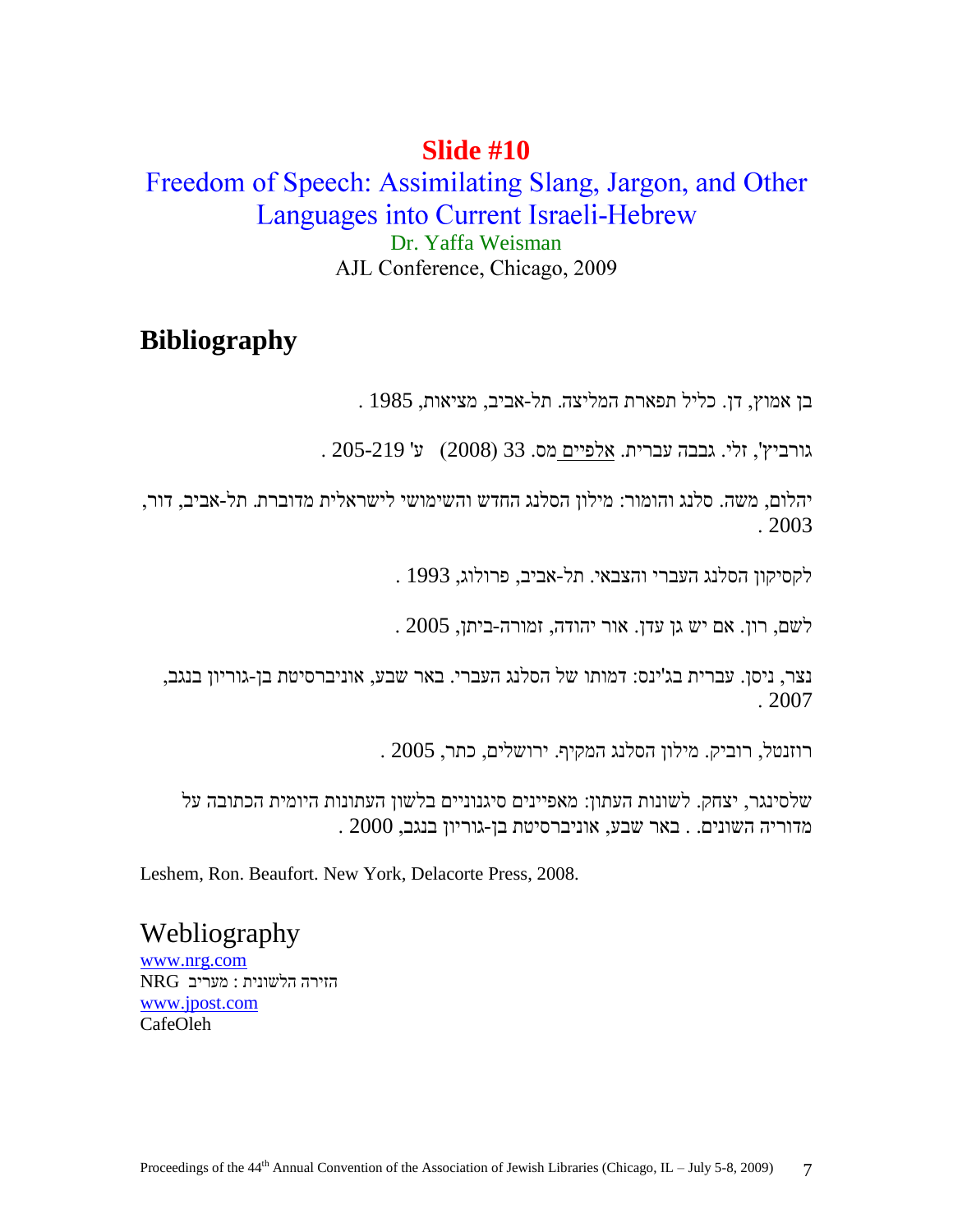## Slide #10

# Freedom of Speech: Assimilating Slang, Jargon, and Other Languages into Current Israeli-Hebrew

Dr. Yaffa Weisman

AJL Conference, Chicago, 2009

## Bibliography

בן אמוץ, דן. כליל תפארת המליצה. תל-אביב, מציאות, 1985 .

גורביץ', זלי. גבבה עברית. אלפיים מס. 33 (2008) ע' 205-219 .

יהלום, משה. סלנג והומור: מילון הסלנג החדש והשימושי לישראלית מדוברת. תל-אביב, דור, 2003 .

לקסיקון הסלנג העברי והצבאי. תל-אביב, פרולוג, 1993 .

לשם, רון. אם יש גן עדן. אור יהודה, זמורה-ביתן, 2005 .

נצר, ניסן. עברית בג'ינס: דמותו של הסלנג העברי. באר שבע, אוניברסיטת בן-גוריון בנגב, 2007 .

רוזנטל, רוביק. מילון הסלנג המקיף. ירושלים, כתר, 2005 .

שלסינגר, יצחק. לשונות העתון: מאפיינים סיגנוניים בלשון העתונות היומית הכתובה על מדוריה השונים. . באר שבע, אוניברסיטת בן-גוריון בנגב, 2000 .

Leshem, Ron. Beaufort. New York, Delacorte Press, 2008.

## Webliography

www.nrg.com

הזירה הלשונית : מעריב NRG

www.jpost.com

CafeOleh